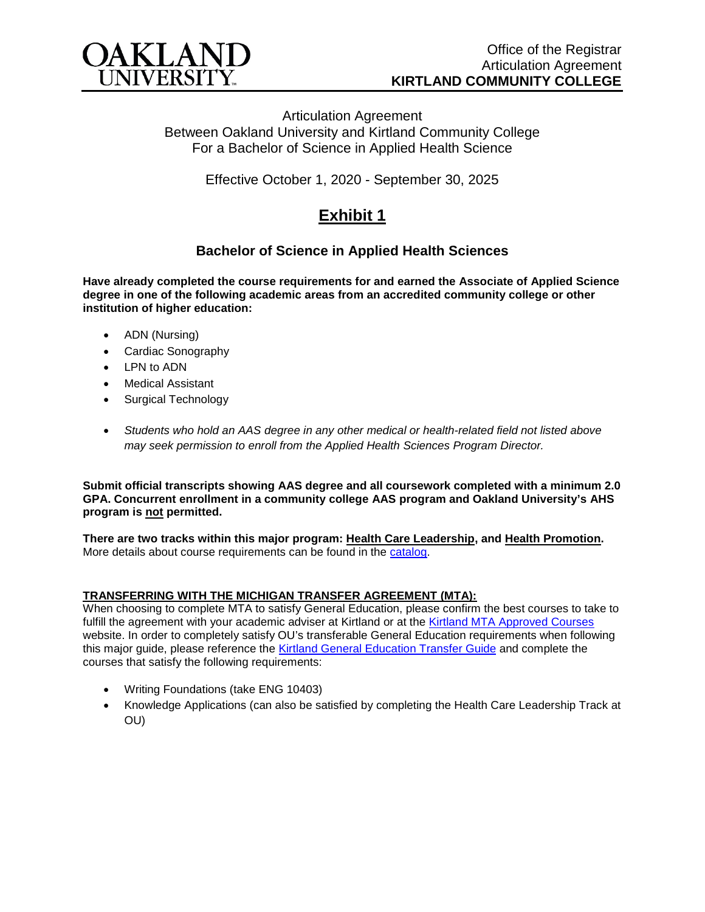Office of the Registrar
Articulation Agreement
**KIRTLAND COMMUNITY COLLEGE**

Articulation Agreement
Between Oakland University and Kirtland Community College
For a Bachelor of Science in Applied Health Science

Effective October 1, 2020 - September 30, 2025

# Exhibit 1

## Bachelor of Science in Applied Health Sciences

**Have already completed the course requirements for and earned the Associate of Applied Science degree in one of the following academic areas from an accredited community college or other institution of higher education:**

- ADN (Nursing)
- Cardiac Sonography
- LPN to ADN
- Medical Assistant
- Surgical Technology

- *Students who hold an AAS degree in any other medical or health-related field not listed above may seek permission to enroll from the Applied Health Sciences Program Director.*

**Submit official transcripts showing AAS degree and all coursework completed with a minimum 2.0 GPA. Concurrent enrollment in a community college AAS program and Oakland University's AHS program is not permitted.**

**There are two tracks within this major program: Health Care Leadership, and Health Promotion.** More details about course requirements can be found in the catalog.

**TRANSFERRING WITH THE MICHIGAN TRANSFER AGREEMENT (MTA):**
When choosing to complete MTA to satisfy General Education, please confirm the best courses to take to fulfill the agreement with your academic adviser at Kirtland or at the Kirtland MTA Approved Courses website. In order to completely satisfy OU's transferable General Education requirements when following this major guide, please reference the Kirtland General Education Transfer Guide and complete the courses that satisfy the following requirements:

- Writing Foundations (take ENG 10403)
- Knowledge Applications (can also be satisfied by completing the Health Care Leadership Track at OU)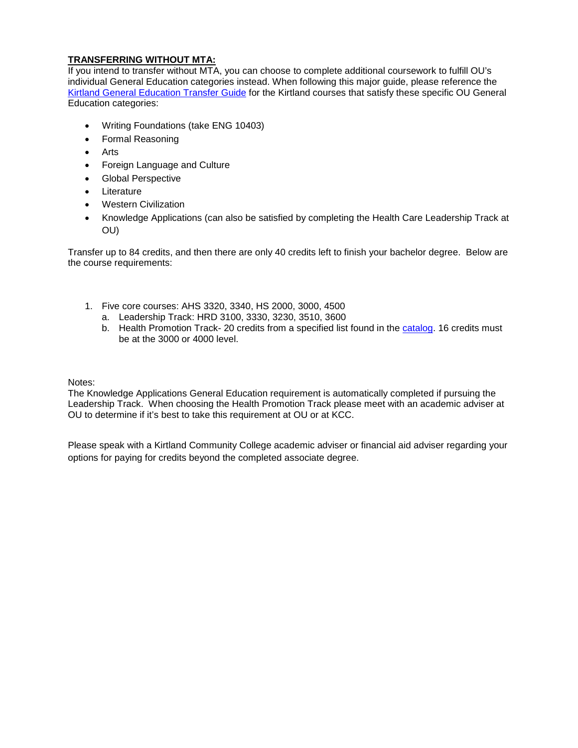**TRANSFERRING WITHOUT MTA:**

If you intend to transfer without MTA, you can choose to complete additional coursework to fulfill OU's individual General Education categories instead. When following this major guide, please reference the Kirtland General Education Transfer Guide for the Kirtland courses that satisfy these specific OU General Education categories:

- Writing Foundations (take ENG 10403)
- Formal Reasoning
- Arts
- Foreign Language and Culture
- Global Perspective
- Literature
- Western Civilization
- Knowledge Applications (can also be satisfied by completing the Health Care Leadership Track at OU)

Transfer up to 84 credits, and then there are only 40 credits left to finish your bachelor degree. Below are the course requirements:

1. Five core courses: AHS 3320, 3340, HS 2000, 3000, 4500
   a. Leadership Track: HRD 3100, 3330, 3230, 3510, 3600
   b. Health Promotion Track- 20 credits from a specified list found in the catalog. 16 credits must be at the 3000 or 4000 level.

Notes:
The Knowledge Applications General Education requirement is automatically completed if pursuing the Leadership Track. When choosing the Health Promotion Track please meet with an academic adviser at OU to determine if it's best to take this requirement at OU or at KCC.

Please speak with a Kirtland Community College academic adviser or financial aid adviser regarding your options for paying for credits beyond the completed associate degree.